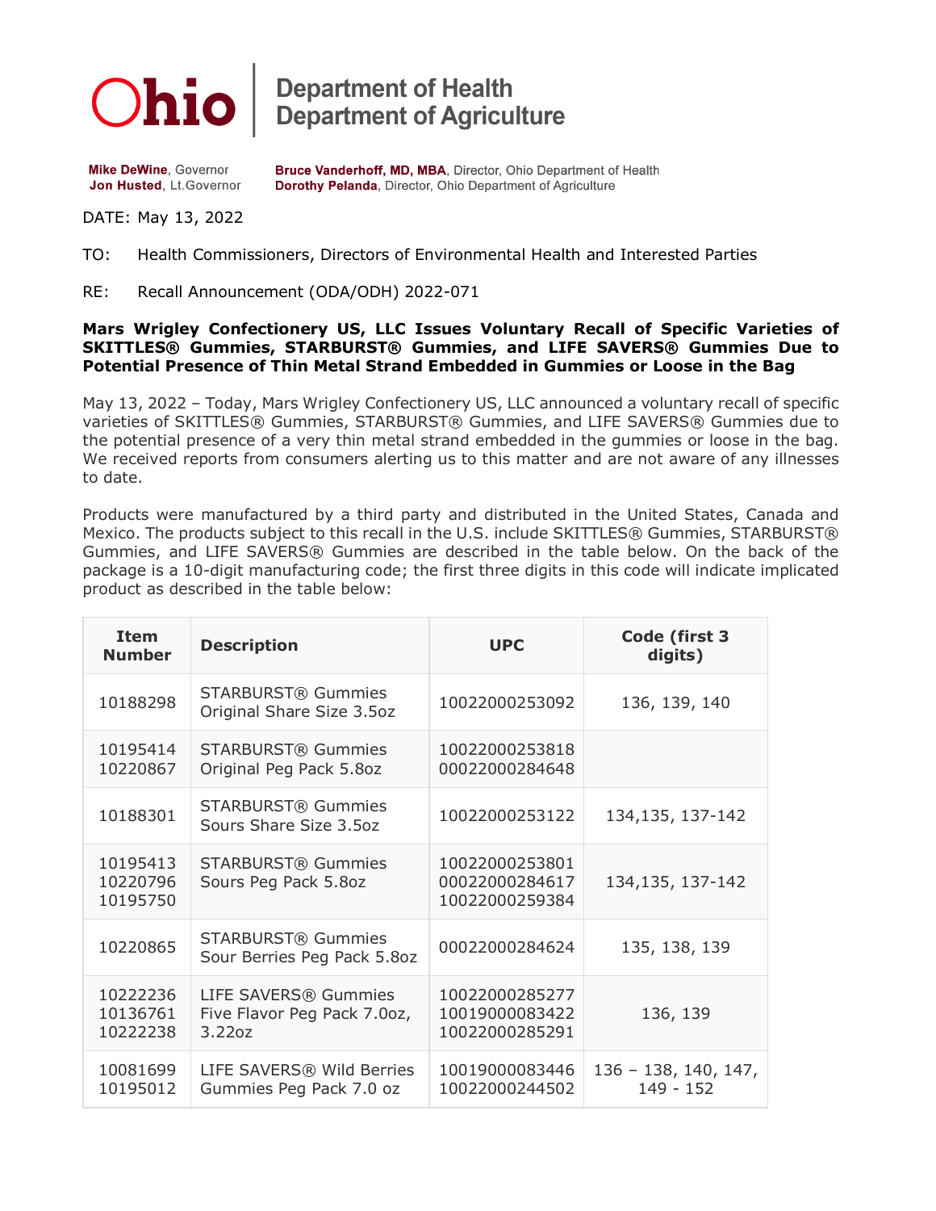# Ohio Department of Health | Department of Agriculture

**Mike DeWine**, Governor
**Jon Husted**, Lt.Governor

**Bruce Vanderhoff, MD, MBA**, Director, Ohio Department of Health
**Dorothy Pelanda**, Director, Ohio Department of Agriculture

DATE: May 13, 2022

TO: Health Commissioners, Directors of Environmental Health and Interested Parties

RE: Recall Announcement (ODA/ODH) 2022-071

**Mars Wrigley Confectionery US, LLC Issues Voluntary Recall of Specific Varieties of SKITTLES® Gummies, STARBURST® Gummies, and LIFE SAVERS® Gummies Due to Potential Presence of Thin Metal Strand Embedded in Gummies or Loose in the Bag**

May 13, 2022 – Today, Mars Wrigley Confectionery US, LLC announced a voluntary recall of specific varieties of SKITTLES® Gummies, STARBURST® Gummies, and LIFE SAVERS® Gummies due to the potential presence of a very thin metal strand embedded in the gummies or loose in the bag. We received reports from consumers alerting us to this matter and are not aware of any illnesses to date.

Products were manufactured by a third party and distributed in the United States, Canada and Mexico. The products subject to this recall in the U.S. include SKITTLES® Gummies, STARBURST® Gummies, and LIFE SAVERS® Gummies are described in the table below. On the back of the package is a 10-digit manufacturing code; the first three digits in this code will indicate implicated product as described in the table below:

| Item Number | Description | UPC | Code (first 3 digits) |
|---|---|---|---|
| 10188298 | STARBURST® Gummies Original Share Size 3.5oz | 10022000253092 | 136, 139, 140 |
| 10195414<br>10220867 | STARBURST® Gummies Original Peg Pack 5.8oz | 10022000253818<br>00022000284648 | |
| 10188301 | STARBURST® Gummies Sours Share Size 3.5oz | 10022000253122 | 134,135, 137-142 |
| 10195413<br>10220796<br>10195750 | STARBURST® Gummies Sours Peg Pack 5.8oz | 10022000253801<br>00022000284617<br>10022000259384 | 134,135, 137-142 |
| 10220865 | STARBURST® Gummies Sour Berries Peg Pack 5.8oz | 00022000284624 | 135, 138, 139 |
| 10222236<br>10136761<br>10222238 | LIFE SAVERS® Gummies Five Flavor Peg Pack 7.0oz, 3.22oz | 10022000285277<br>10019000083422<br>10022000285291 | 136, 139 |
| 10081699<br>10195012 | LIFE SAVERS® Wild Berries Gummies Peg Pack 7.0 oz | 10019000083446<br>10022000244502 | 136 – 138, 140, 147, 149 - 152 |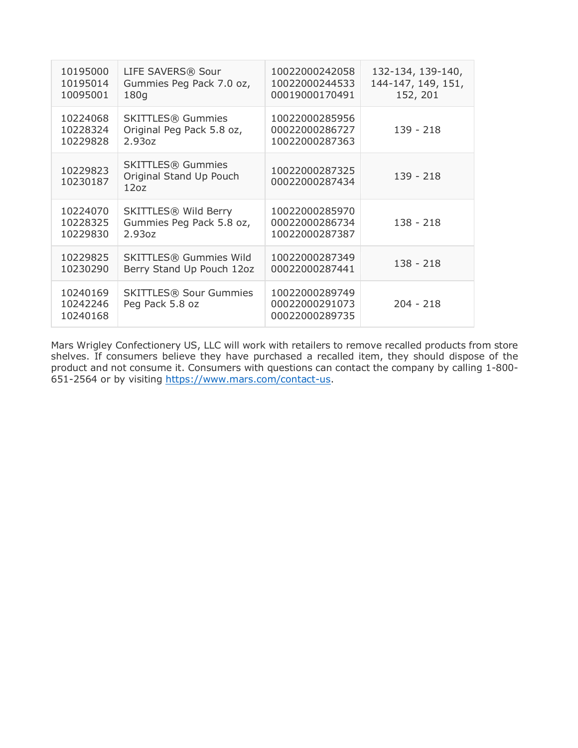| | | | |
|---|---|---|---|
| 10195000<br>10195014<br>10095001 | LIFE SAVERS® Sour Gummies Peg Pack 7.0 oz, 180g | 10022000242058<br>10022000244533<br>00019000170491 | 132-134, 139-140, 144-147, 149, 151, 152, 201 |
| 10224068<br>10228324<br>10229828 | SKITTLES® Gummies Original Peg Pack 5.8 oz, 2.93oz | 10022000285956<br>00022000286727<br>10022000287363 | 139 - 218 |
| 10229823<br>10230187 | SKITTLES® Gummies Original Stand Up Pouch 12oz | 10022000287325<br>00022000287434 | 139 - 218 |
| 10224070<br>10228325<br>10229830 | SKITTLES® Wild Berry Gummies Peg Pack 5.8 oz, 2.93oz | 10022000285970<br>00022000286734<br>10022000287387 | 138 - 218 |
| 10229825<br>10230290 | SKITTLES® Gummies Wild Berry Stand Up Pouch 12oz | 10022000287349<br>00022000287441 | 138 - 218 |
| 10240169<br>10242246<br>10240168 | SKITTLES® Sour Gummies Peg Pack 5.8 oz | 10022000289749<br>00022000291073<br>00022000289735 | 204 - 218 |

Mars Wrigley Confectionery US, LLC will work with retailers to remove recalled products from store shelves. If consumers believe they have purchased a recalled item, they should dispose of the product and not consume it. Consumers with questions can contact the company by calling 1-800-651-2564 or by visiting [https://www.mars.com/contact-us](https://www.mars.com/contact-us).